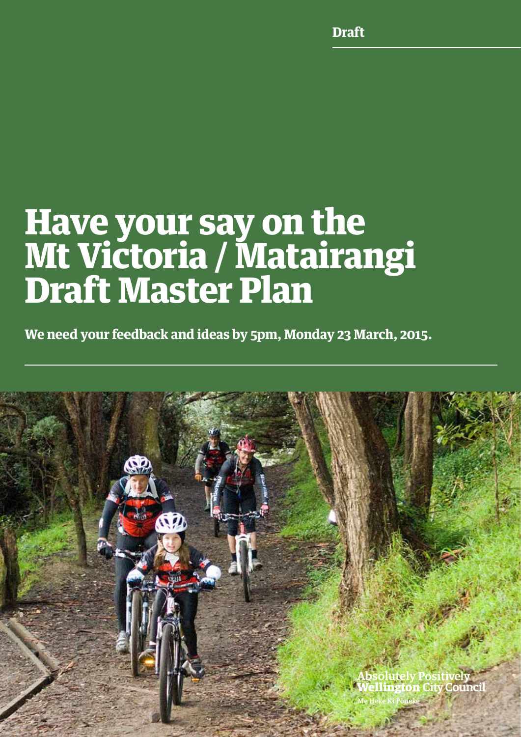Draft

# Have your say on the Mt Victoria / Matairangi Draft Master Plan

**We need your feedback and ideas by 5pm, Monday 23 March, 2015.**

Absolutely Positively **Wellington** City Council

Me Heke Ki Pōneke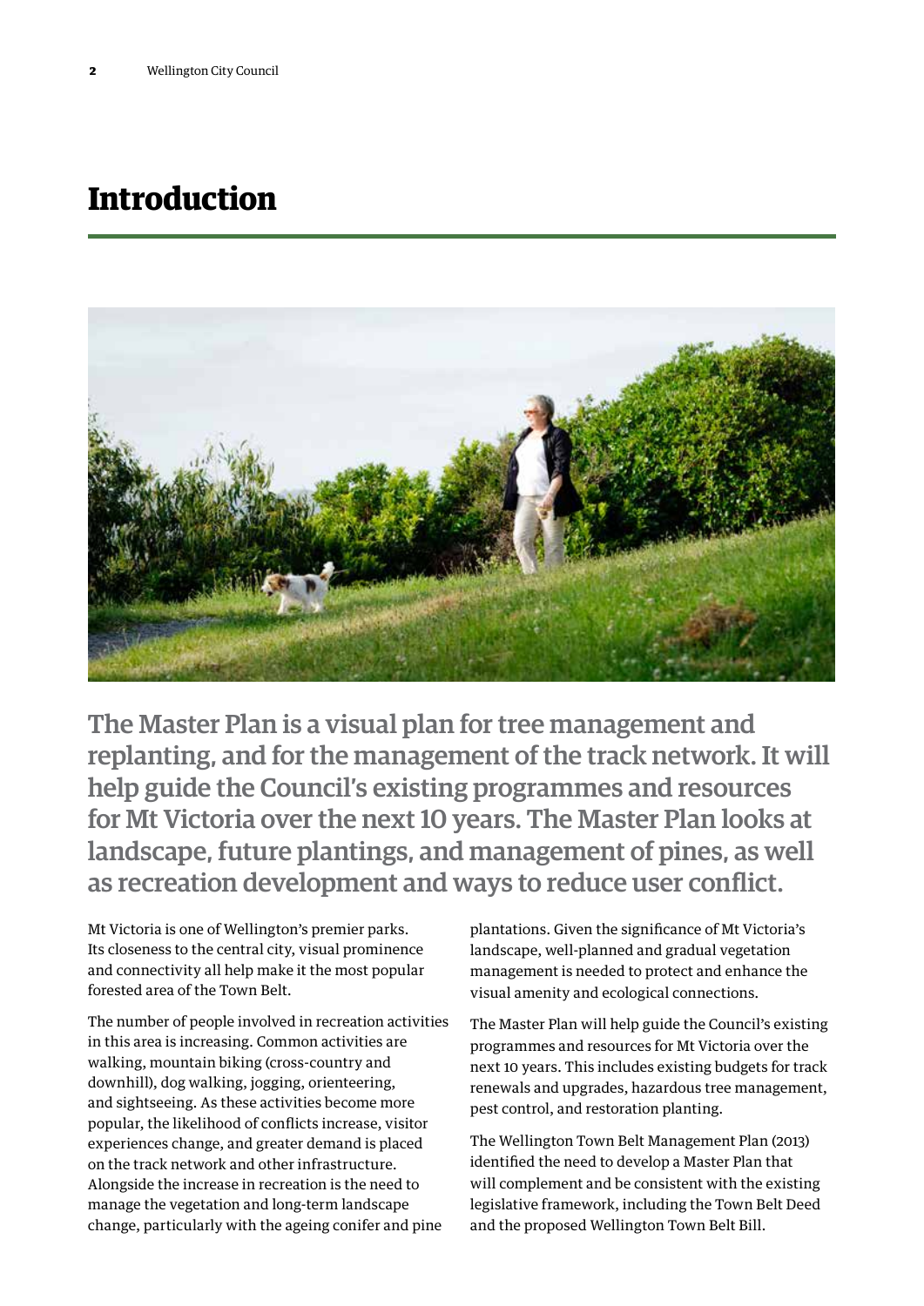# Introduction

**The Master Plan is a visual plan for tree management and replanting, and for the management of the track network. It will help guide the Council's existing programmes and resources for Mt Victoria over the next 10 years. The Master Plan looks at landscape, future plantings, and management of pines, as well as recreation development and ways to reduce user conflict.**

Mt Victoria is one of Wellington's premier parks. Its closeness to the central city, visual prominence and connectivity all help make it the most popular forested area of the Town Belt.

The number of people involved in recreation activities in this area is increasing. Common activities are walking, mountain biking (cross-country and downhill), dog walking, jogging, orienteering, and sightseeing. As these activities become more popular, the likelihood of conflicts increase, visitor experiences change, and greater demand is placed on the track network and other infrastructure. Alongside the increase in recreation is the need to manage the vegetation and long-term landscape change, particularly with the ageing conifer and pine plantations. Given the significance of Mt Victoria's landscape, well-planned and gradual vegetation management is needed to protect and enhance the visual amenity and ecological connections.

The Master Plan will help guide the Council's existing programmes and resources for Mt Victoria over the next 10 years. This includes existing budgets for track renewals and upgrades, hazardous tree management, pest control, and restoration planting.

The Wellington Town Belt Management Plan (2013) identified the need to develop a Master Plan that will complement and be consistent with the existing legislative framework, including the Town Belt Deed and the proposed Wellington Town Belt Bill.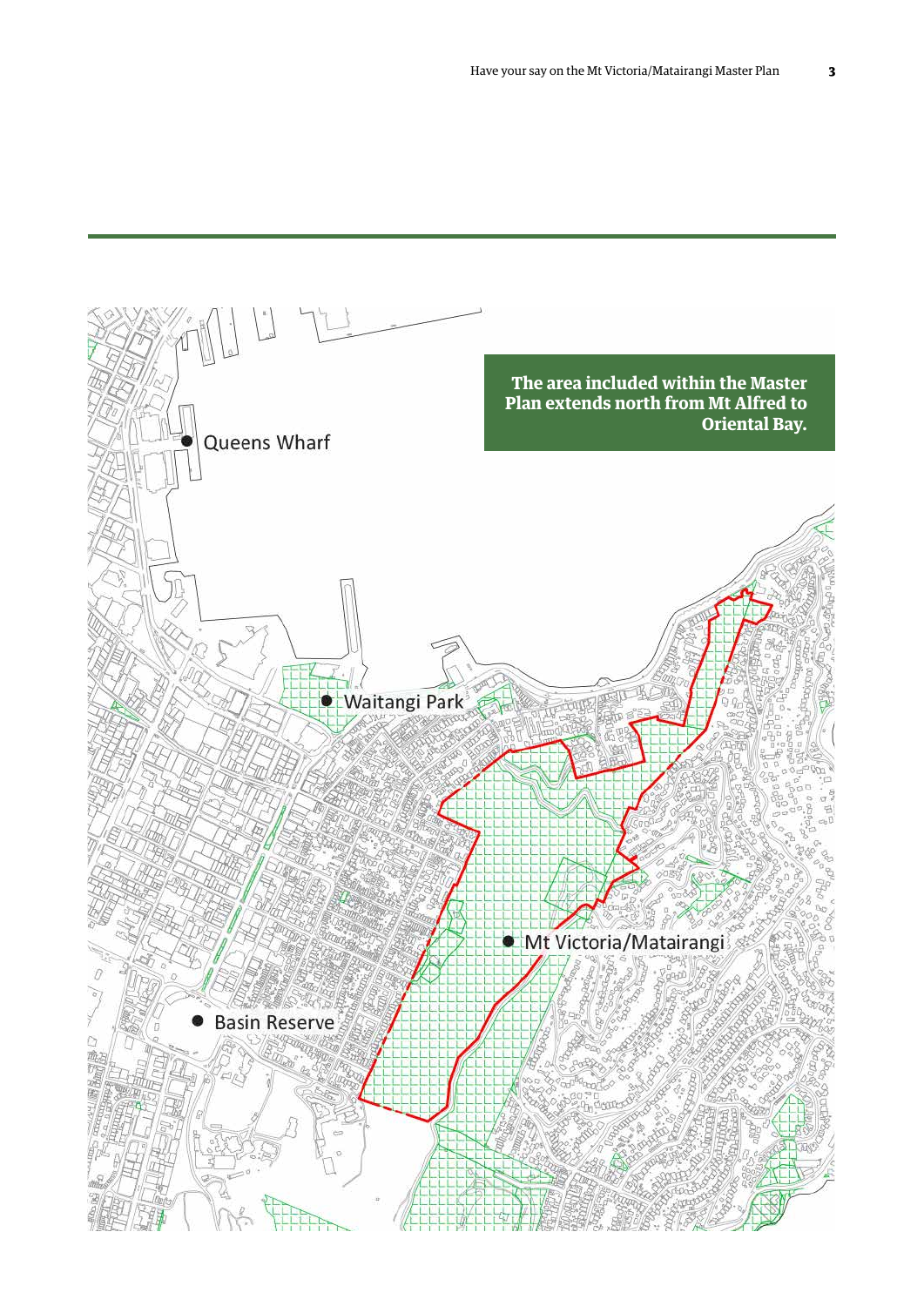**The area included within the Master Plan extends north from Mt Alfred to Oriental Bay.**

Queens Wharf

Waitangi Park

Mt Victoria/Matairangi

Basin Reserve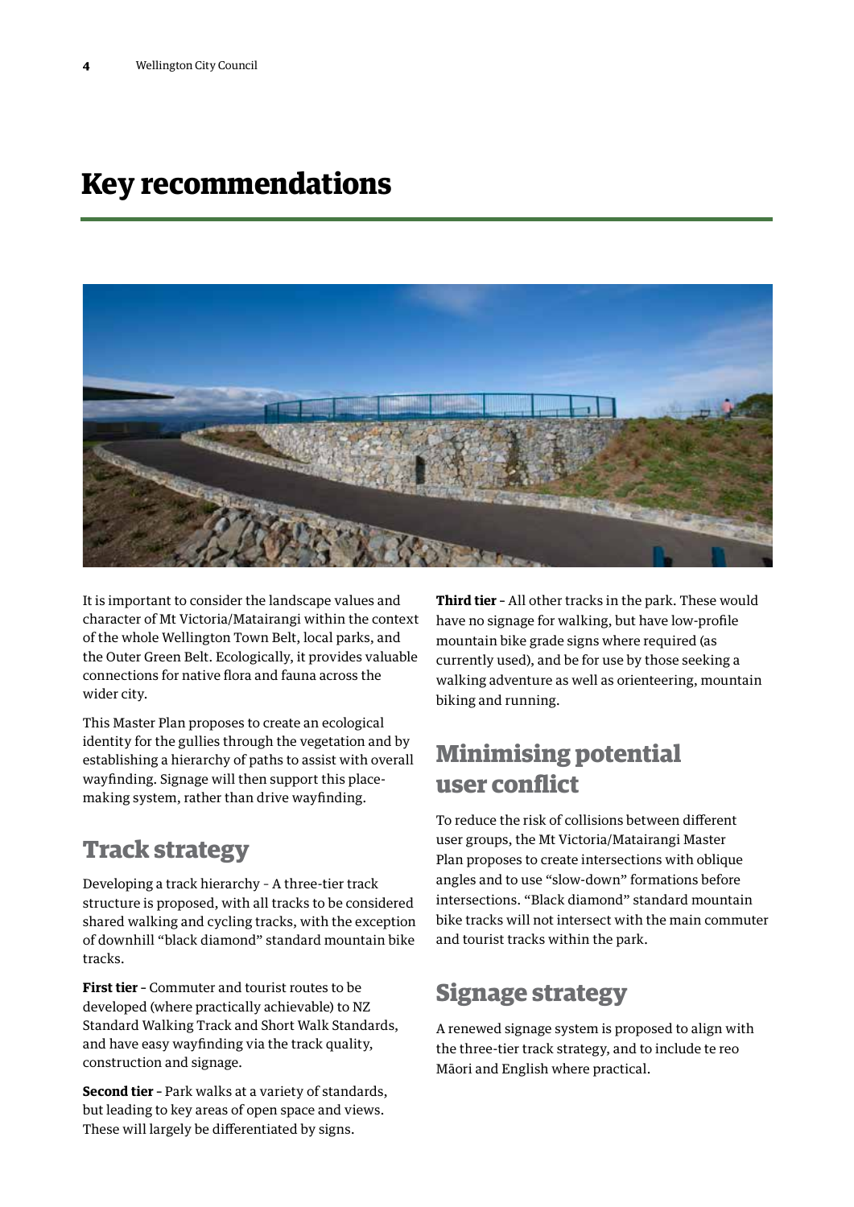# Key recommendations

It is important to consider the landscape values and character of Mt Victoria/Matairangi within the context of the whole Wellington Town Belt, local parks, and the Outer Green Belt. Ecologically, it provides valuable connections for native flora and fauna across the wider city.

This Master Plan proposes to create an ecological identity for the gullies through the vegetation and by establishing a hierarchy of paths to assist with overall wayfinding. Signage will then support this place-making system, rather than drive wayfinding.

## Track strategy

Developing a track hierarchy – A three-tier track structure is proposed, with all tracks to be considered shared walking and cycling tracks, with the exception of downhill "black diamond" standard mountain bike tracks.

**First tier** – Commuter and tourist routes to be developed (where practically achievable) to NZ Standard Walking Track and Short Walk Standards, and have easy wayfinding via the track quality, construction and signage.

**Second tier** – Park walks at a variety of standards, but leading to key areas of open space and views. These will largely be differentiated by signs.

**Third tier** – All other tracks in the park. These would have no signage for walking, but have low-profile mountain bike grade signs where required (as currently used), and be for use by those seeking a walking adventure as well as orienteering, mountain biking and running.

## Minimising potential user conflict

To reduce the risk of collisions between different user groups, the Mt Victoria/Matairangi Master Plan proposes to create intersections with oblique angles and to use "slow-down" formations before intersections. "Black diamond" standard mountain bike tracks will not intersect with the main commuter and tourist tracks within the park.

## Signage strategy

A renewed signage system is proposed to align with the three-tier track strategy, and to include te reo Māori and English where practical.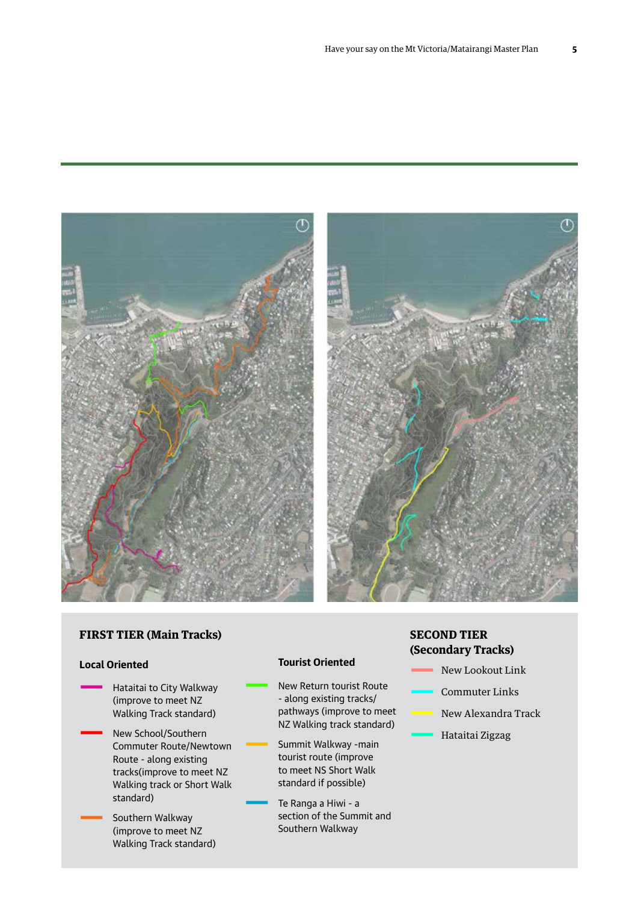## FIRST TIER (Main Tracks)

### Local Oriented

- Hataitai to City Walkway (improve to meet NZ Walking Track standard)
- New School/Southern Commuter Route/Newtown Route - along existing tracks(improve to meet NZ Walking track or Short Walk standard)
- Southern Walkway (improve to meet NZ Walking Track standard)

### Tourist Oriented

- New Return tourist Route - along existing tracks/ pathways (improve to meet NZ Walking track standard)
- Summit Walkway -main tourist route (improve to meet NS Short Walk standard if possible)
- Te Ranga a Hiwi - a section of the Summit and Southern Walkway

## SECOND TIER (Secondary Tracks)

- New Lookout Link
- Commuter Links
- New Alexandra Track
- Hataitai Zigzag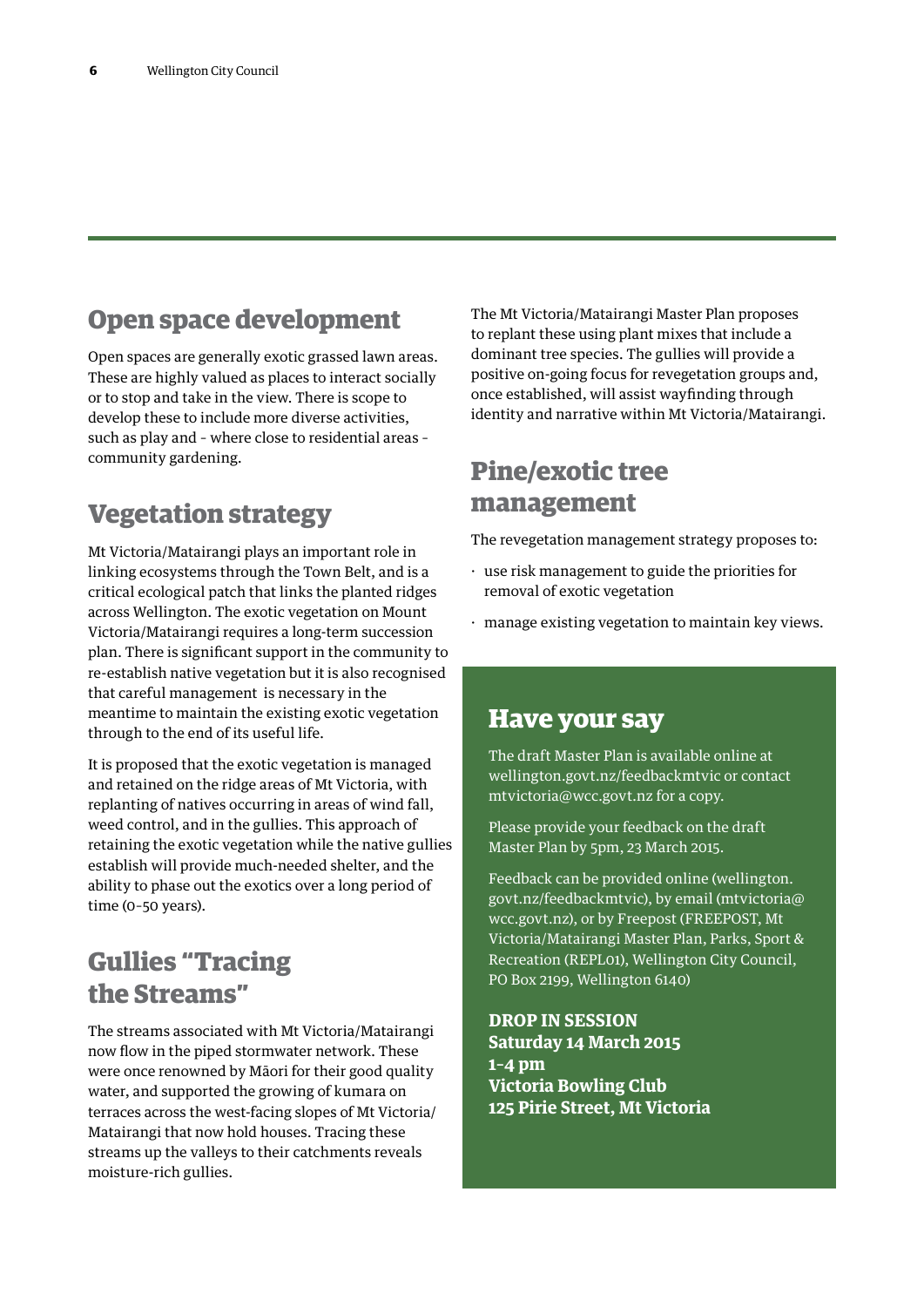## Open space development

Open spaces are generally exotic grassed lawn areas. These are highly valued as places to interact socially or to stop and take in the view. There is scope to develop these to include more diverse activities, such as play and – where close to residential areas – community gardening.

## Vegetation strategy

Mt Victoria/Matairangi plays an important role in linking ecosystems through the Town Belt, and is a critical ecological patch that links the planted ridges across Wellington. The exotic vegetation on Mount Victoria/Matairangi requires a long-term succession plan. There is significant support in the community to re-establish native vegetation but it is also recognised that careful management is necessary in the meantime to maintain the existing exotic vegetation through to the end of its useful life.

It is proposed that the exotic vegetation is managed and retained on the ridge areas of Mt Victoria, with replanting of natives occurring in areas of wind fall, weed control, and in the gullies. This approach of retaining the exotic vegetation while the native gullies establish will provide much-needed shelter, and the ability to phase out the exotics over a long period of time (0–50 years).

## Gullies "Tracing the Streams"

The streams associated with Mt Victoria/Matairangi now flow in the piped stormwater network. These were once renowned by Māori for their good quality water, and supported the growing of kumara on terraces across the west-facing slopes of Mt Victoria/Matairangi that now hold houses. Tracing these streams up the valleys to their catchments reveals moisture-rich gullies.

The Mt Victoria/Matairangi Master Plan proposes to replant these using plant mixes that include a dominant tree species. The gullies will provide a positive on-going focus for revegetation groups and, once established, will assist wayfinding through identity and narrative within Mt Victoria/Matairangi.

## Pine/exotic tree management

The revegetation management strategy proposes to:

- use risk management to guide the priorities for removal of exotic vegetation
- manage existing vegetation to maintain key views.

## Have your say

The draft Master Plan is available online at wellington.govt.nz/feedbackmtvic or contact mtvictoria@wcc.govt.nz for a copy.

Please provide your feedback on the draft Master Plan by 5pm, 23 March 2015.

Feedback can be provided online (wellington.govt.nz/feedbackmtvic), by email (mtvictoria@wcc.govt.nz), or by Freepost (FREEPOST, Mt Victoria/Matairangi Master Plan, Parks, Sport & Recreation (REPL01), Wellington City Council, PO Box 2199, Wellington 6140)

**DROP IN SESSION**
**Saturday 14 March 2015**
**1–4 pm**
**Victoria Bowling Club**
**125 Pirie Street, Mt Victoria**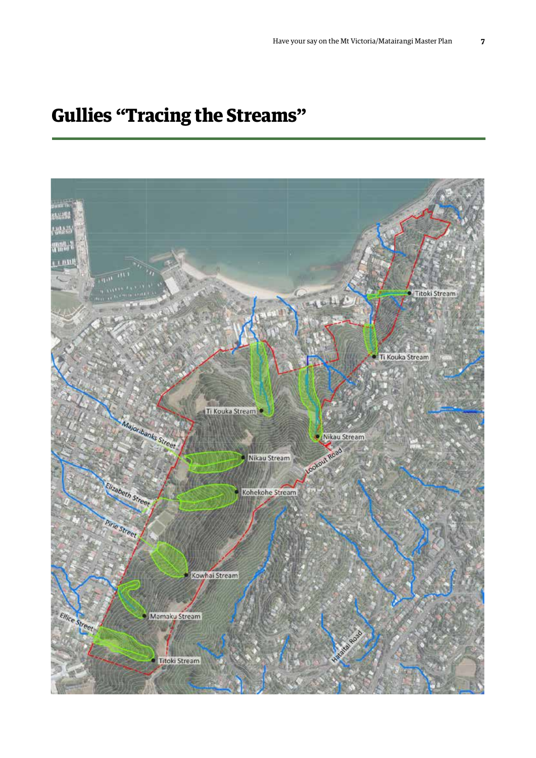# Gullies "Tracing the Streams"

Titoki Stream

Ti Kouka Stream

Ti Kouka Stream

Nikau Stream

Majoribanks Street

Nikau Stream

Lookout Road

Elizabeth Street

Kohekohe Stream

Pirie Street

Kowhai Stream

Mamaku Stream

Ellice Street

Titoki Stream

Hataitai Road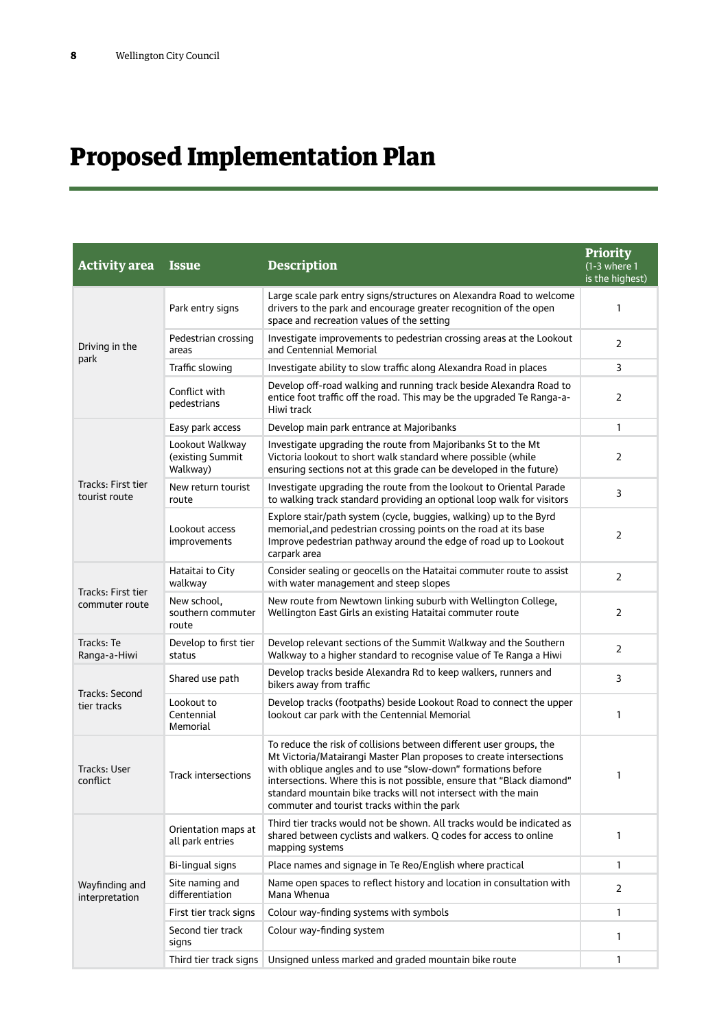# Proposed Implementation Plan

| Activity area | Issue | Description | Priority (1-3 where 1 is the highest) |
|---|---|---|---|
| Driving in the park | Park entry signs | Large scale park entry signs/structures on Alexandra Road to welcome drivers to the park and encourage greater recognition of the open space and recreation values of the setting | 1 |
| | Pedestrian crossing areas | Investigate improvements to pedestrian crossing areas at the Lookout and Centennial Memorial | 2 |
| | Traffic slowing | Investigate ability to slow traffic along Alexandra Road in places | 3 |
| | Conflict with pedestrians | Develop off-road walking and running track beside Alexandra Road to entice foot traffic off the road. This may be the upgraded Te Ranga-a-Hiwi track | 2 |
| Tracks: First tier tourist route | Easy park access | Develop main park entrance at Majoribanks | 1 |
| | Lookout Walkway (existing Summit Walkway) | Investigate upgrading the route from Majoribanks St to the Mt Victoria lookout to short walk standard where possible (while ensuring sections not at this grade can be developed in the future) | 2 |
| | New return tourist route | Investigate upgrading the route from the lookout to Oriental Parade to walking track standard providing an optional loop walk for visitors | 3 |
| | Lookout access improvements | Explore stair/path system (cycle, buggies, walking) up to the Byrd memorial,and pedestrian crossing points on the road at its base Improve pedestrian pathway around the edge of road up to Lookout carpark area | 2 |
| Tracks: First tier commuter route | Hataitai to City walkway | Consider sealing or geocells on the Hataitai commuter route to assist with water management and steep slopes | 2 |
| | New school, southern commuter route | New route from Newtown linking suburb with Wellington College, Wellington East Girls an existing Hataitai commuter route | 2 |
| Tracks: Te Ranga-a-Hiwi | Develop to first tier status | Develop relevant sections of the Summit Walkway and the Southern Walkway to a higher standard to recognise value of Te Ranga a Hiwi | 2 |
| Tracks: Second tier tracks | Shared use path | Develop tracks beside Alexandra Rd to keep walkers, runners and bikers away from traffic | 3 |
| | Lookout to Centennial Memorial | Develop tracks (footpaths) beside Lookout Road to connect the upper lookout car park with the Centennial Memorial | 1 |
| Tracks: User conflict | Track intersections | To reduce the risk of collisions between different user groups, the Mt Victoria/Matairangi Master Plan proposes to create intersections with oblique angles and to use "slow-down" formations before intersections. Where this is not possible, ensure that "Black diamond" standard mountain bike tracks will not intersect with the main commuter and tourist tracks within the park | 1 |
| Wayfinding and interpretation | Orientation maps at all park entries | Third tier tracks would not be shown. All tracks would be indicated as shared between cyclists and walkers. Q codes for access to online mapping systems | 1 |
| | Bi-lingual signs | Place names and signage in Te Reo/English where practical | 1 |
| | Site naming and differentiation | Name open spaces to reflect history and location in consultation with Mana Whenua | 2 |
| | First tier track signs | Colour way-finding systems with symbols | 1 |
| | Second tier track signs | Colour way-finding system | 1 |
| | Third tier track signs | Unsigned unless marked and graded mountain bike route | 1 |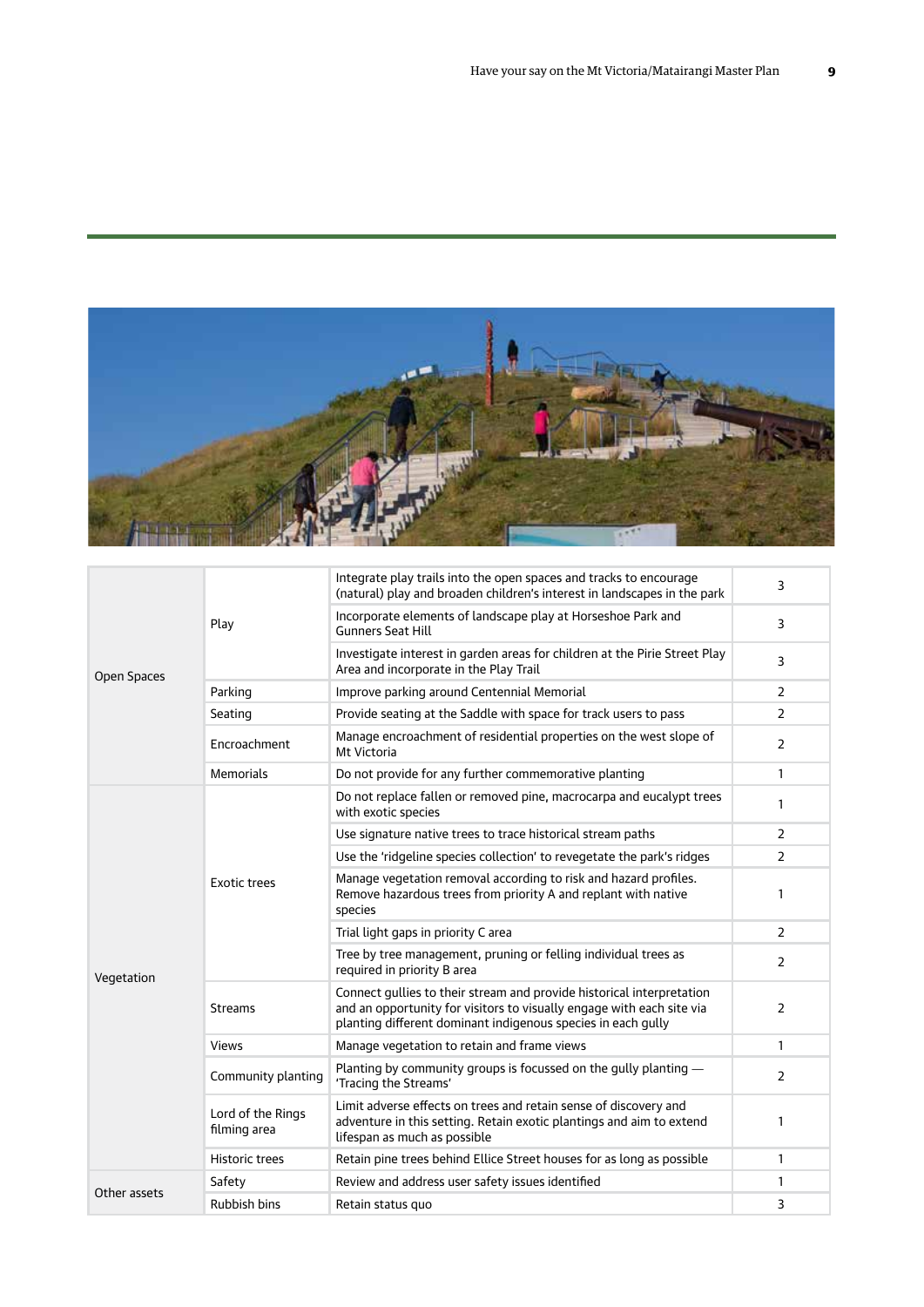| | | | |
|---|---|---|---|
| Open Spaces | Play | Integrate play trails into the open spaces and tracks to encourage (natural) play and broaden children's interest in landscapes in the park | 3 |
| | | Incorporate elements of landscape play at Horseshoe Park and Gunners Seat Hill | 3 |
| | | Investigate interest in garden areas for children at the Pirie Street Play Area and incorporate in the Play Trail | 3 |
| | Parking | Improve parking around Centennial Memorial | 2 |
| | Seating | Provide seating at the Saddle with space for track users to pass | 2 |
| | Encroachment | Manage encroachment of residential properties on the west slope of Mt Victoria | 2 |
| | Memorials | Do not provide for any further commemorative planting | 1 |
| Vegetation | Exotic trees | Do not replace fallen or removed pine, macrocarpa and eucalypt trees with exotic species | 1 |
| | | Use signature native trees to trace historical stream paths | 2 |
| | | Use the 'ridgeline species collection' to revegetate the park's ridges | 2 |
| | | Manage vegetation removal according to risk and hazard profiles. Remove hazardous trees from priority A and replant with native species | 1 |
| | | Trial light gaps in priority C area | 2 |
| | | Tree by tree management, pruning or felling individual trees as required in priority B area | 2 |
| | Streams | Connect gullies to their stream and provide historical interpretation and an opportunity for visitors to visually engage with each site via planting different dominant indigenous species in each gully | 2 |
| | Views | Manage vegetation to retain and frame views | 1 |
| | Community planting | Planting by community groups is focussed on the gully planting — 'Tracing the Streams' | 2 |
| | Lord of the Rings filming area | Limit adverse effects on trees and retain sense of discovery and adventure in this setting. Retain exotic plantings and aim to extend lifespan as much as possible | 1 |
| | Historic trees | Retain pine trees behind Ellice Street houses for as long as possible | 1 |
| Other assets | Safety | Review and address user safety issues identified | 1 |
| | Rubbish bins | Retain status quo | 3 |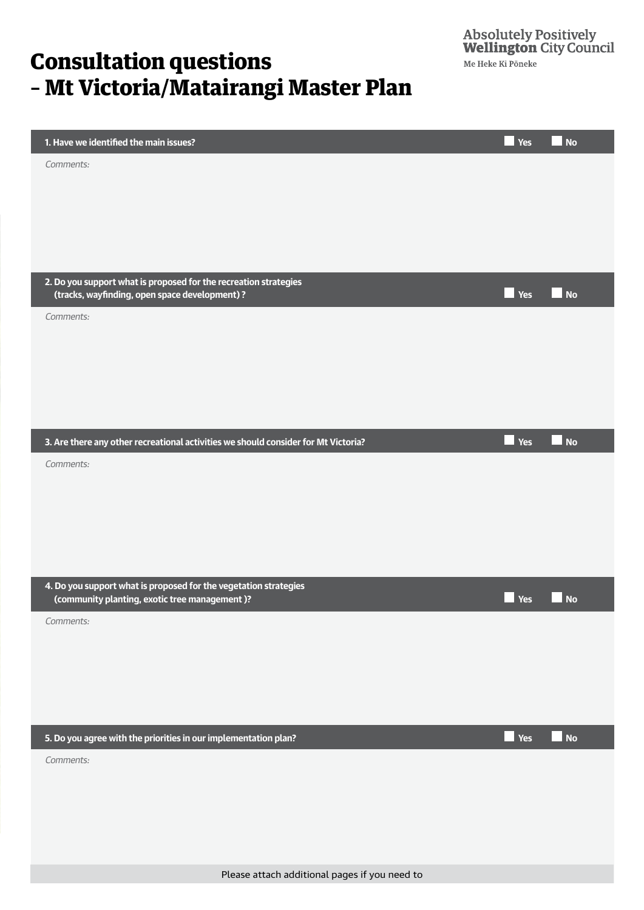# Consultation questions – Mt Victoria/Matairangi Master Plan

Absolutely Positively **Wellington** City Council

Me Heke Ki Pōneke

**1. Have we identified the main issues?** ☐ Yes ☐ No

*Comments:*

**2. Do you support what is proposed for the recreation strategies (tracks, wayfinding, open space development) ?** ☐ Yes ☐ No

*Comments:*

**3. Are there any other recreational activities we should consider for Mt Victoria?** ☐ Yes ☐ No

*Comments:*

**4. Do you support what is proposed for the vegetation strategies (community planting, exotic tree management )?** ☐ Yes ☐ No

*Comments:*

**5. Do you agree with the priorities in our implementation plan?** ☐ Yes ☐ No

*Comments:*

Please attach additional pages if you need to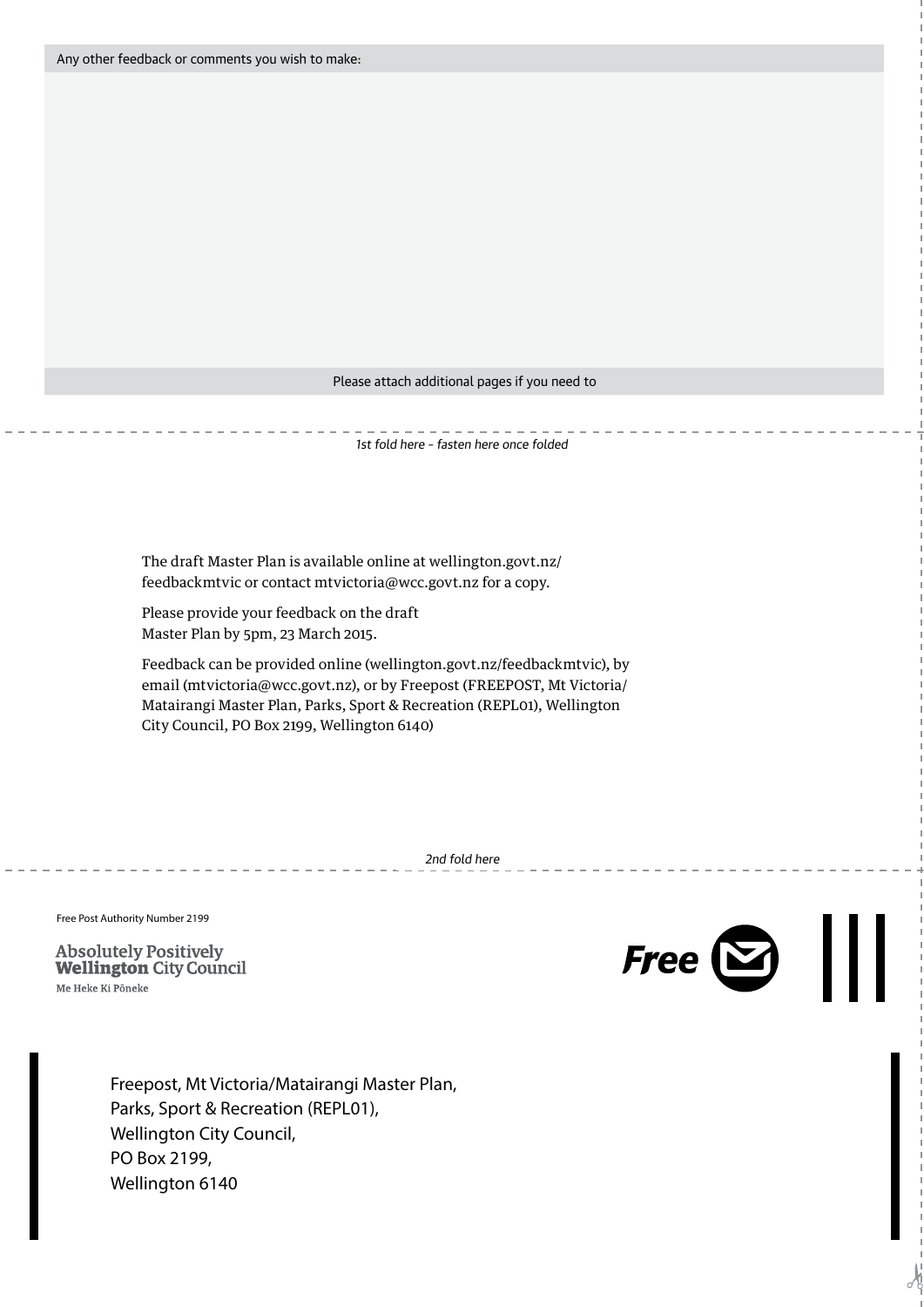Any other feedback or comments you wish to make:

Please attach additional pages if you need to

*1st fold here – fasten here once folded*

The draft Master Plan is available online at wellington.govt.nz/feedbackmtvic or contact mtvictoria@wcc.govt.nz for a copy.

Please provide your feedback on the draft Master Plan by 5pm, 23 March 2015.

Feedback can be provided online (wellington.govt.nz/feedbackmtvic), by email (mtvictoria@wcc.govt.nz), or by Freepost (FREEPOST, Mt Victoria/Matairangi Master Plan, Parks, Sport & Recreation (REPL01), Wellington City Council, PO Box 2199, Wellington 6140)

*2nd fold here*

Free Post Authority Number 2199

Absolutely Positively **Wellington** City Council

Me Heke Ki Pōneke

Free

Freepost, Mt Victoria/Matairangi Master Plan,
Parks, Sport & Recreation (REPL01),
Wellington City Council,
PO Box 2199,
Wellington 6140